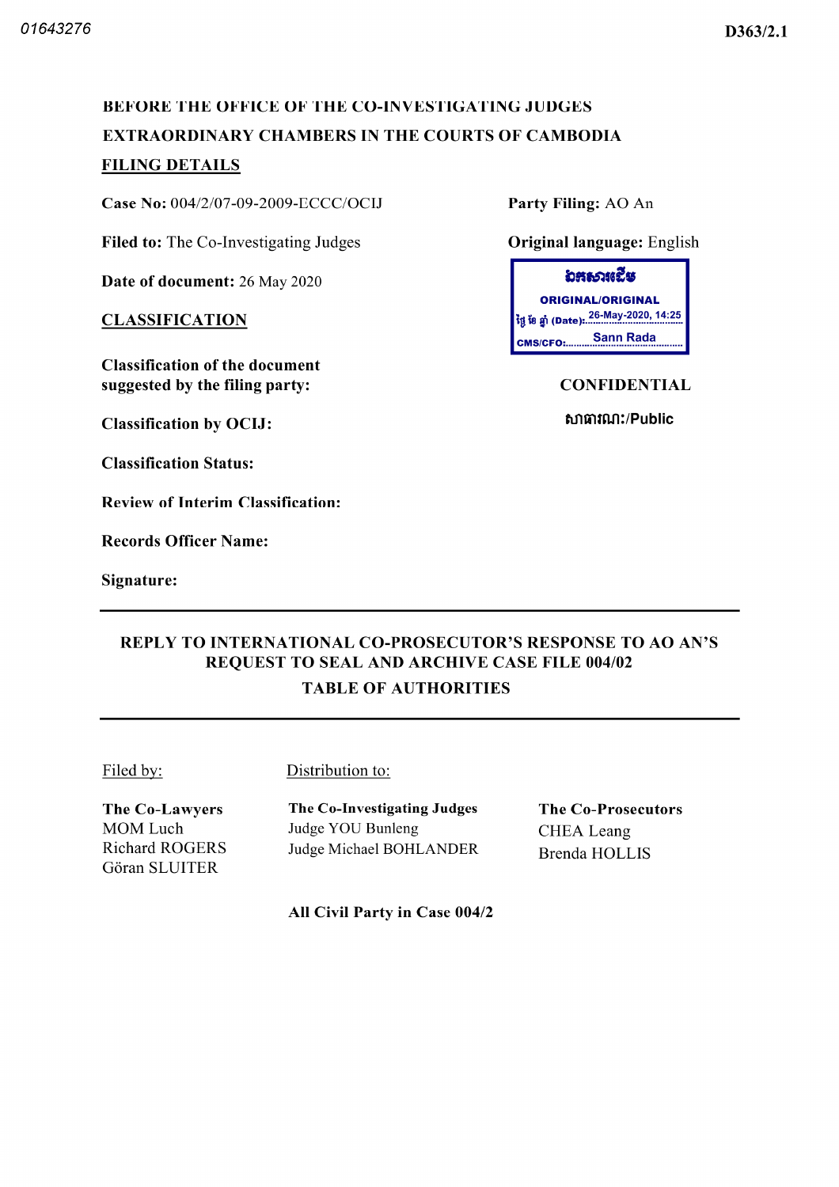01643276

D363/2.1

**BEFORE THE OFFICE OF THE CO-INVESTIGATING JUDGES**
**EXTRAORDINARY CHAMBERS IN THE COURTS OF CAMBODIA**

## FILING DETAILS

**Case No:** 004/2/07-09-2009-ECCC/OCIJ

**Party Filing:** AO An

**Filed to:** The Co-Investigating Judges

**Original language:** English

**Date of document:** 26 May 2020

ឯកសារដើម
ORIGINAL/ORIGINAL
ថ្ងៃ ខែ ឆ្នាំ (Date): 26-May-2020, 14:25
CMS/CFO: Sann Rada

## CLASSIFICATION

**Classification of the document suggested by the filing party:** CONFIDENTIAL

**Classification by OCIJ:** សាធារណៈ/Public

**Classification Status:**

**Review of Interim Classification:**

**Records Officer Name:**

**Signature:**

---

**REPLY TO INTERNATIONAL CO-PROSECUTOR'S RESPONSE TO AO AN'S REQUEST TO SEAL AND ARCHIVE CASE FILE 004/02**

**TABLE OF AUTHORITIES**

---

Filed by:

**The Co-Lawyers**
MOM Luch
Richard ROGERS
Göran SLUITER

Distribution to:

**The Co-Investigating Judges**
Judge YOU Bunleng
Judge Michael BOHLANDER

**The Co-Prosecutors**
CHEA Leang
Brenda HOLLIS

**All Civil Party in Case 004/2**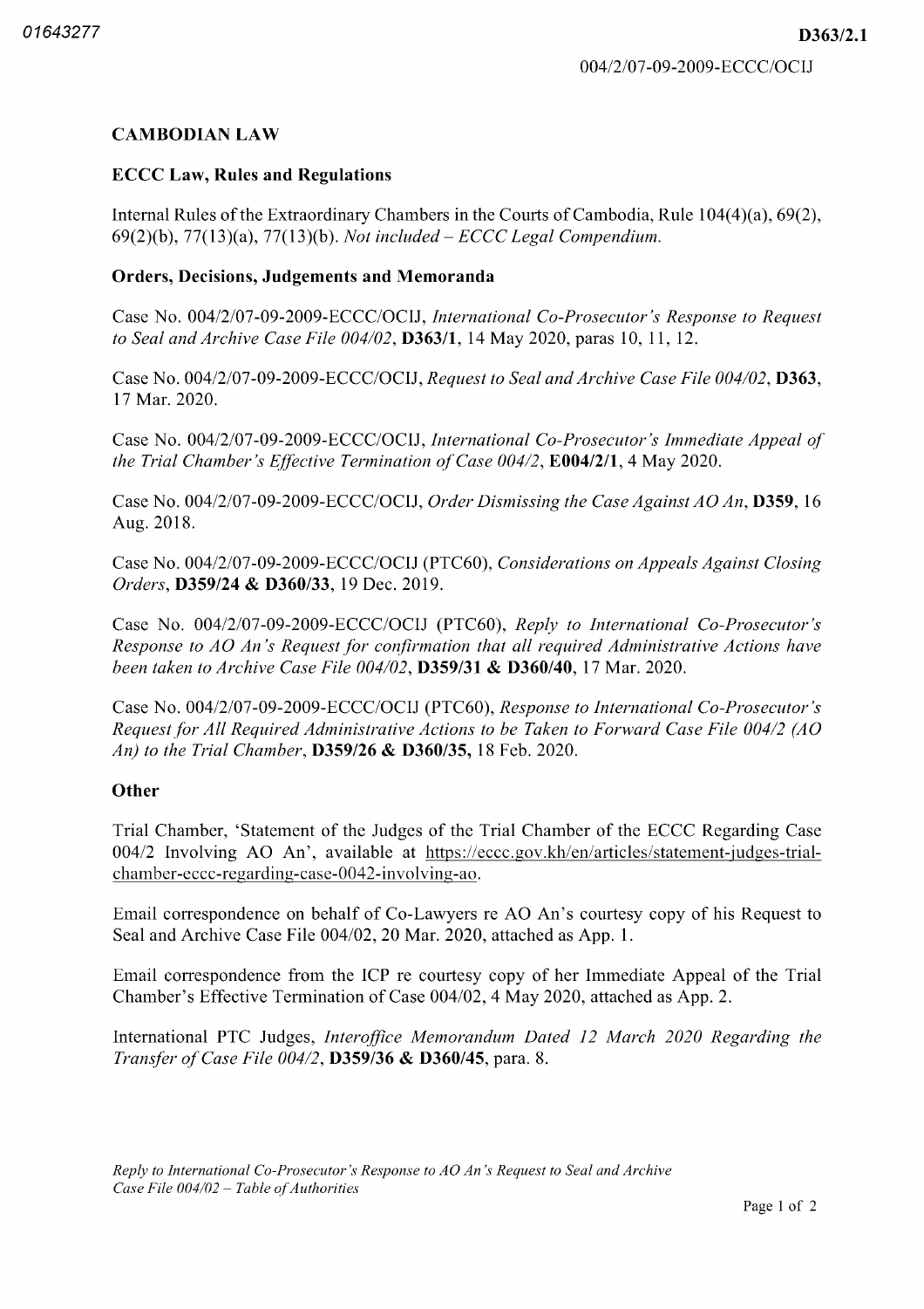## CAMBODIAN LAW

### ECCC Law, Rules and Regulations

Internal Rules of the Extraordinary Chambers in the Courts of Cambodia, Rule 104(4)(a), 69(2), 69(2)(b), 77(13)(a), 77(13)(b). *Not included – ECCC Legal Compendium.*

### Orders, Decisions, Judgements and Memoranda

Case No. 004/2/07-09-2009-ECCC/OCIJ, *International Co-Prosecutor's Response to Request to Seal and Archive Case File 004/02*, **D363/1**, 14 May 2020, paras 10, 11, 12.

Case No. 004/2/07-09-2009-ECCC/OCIJ, *Request to Seal and Archive Case File 004/02*, **D363**, 17 Mar. 2020.

Case No. 004/2/07-09-2009-ECCC/OCIJ, *International Co-Prosecutor's Immediate Appeal of the Trial Chamber's Effective Termination of Case 004/2*, **E004/2/1**, 4 May 2020.

Case No. 004/2/07-09-2009-ECCC/OCIJ, *Order Dismissing the Case Against AO An*, **D359**, 16 Aug. 2018.

Case No. 004/2/07-09-2009-ECCC/OCIJ (PTC60), *Considerations on Appeals Against Closing Orders*, **D359/24 & D360/33**, 19 Dec. 2019.

Case No. 004/2/07-09-2009-ECCC/OCIJ (PTC60), *Reply to International Co-Prosecutor's Response to AO An's Request for confirmation that all required Administrative Actions have been taken to Archive Case File 004/02*, **D359/31 & D360/40**, 17 Mar. 2020.

Case No. 004/2/07-09-2009-ECCC/OCIJ (PTC60), *Response to International Co-Prosecutor's Request for All Required Administrative Actions to be Taken to Forward Case File 004/2 (AO An) to the Trial Chamber*, **D359/26 & D360/35,** 18 Feb. 2020.

### Other

Trial Chamber, 'Statement of the Judges of the Trial Chamber of the ECCC Regarding Case 004/2 Involving AO An', available at https://eccc.gov.kh/en/articles/statement-judges-trial-chamber-eccc-regarding-case-0042-involving-ao.

Email correspondence on behalf of Co-Lawyers re AO An's courtesy copy of his Request to Seal and Archive Case File 004/02, 20 Mar. 2020, attached as App. 1.

Email correspondence from the ICP re courtesy copy of her Immediate Appeal of the Trial Chamber's Effective Termination of Case 004/02, 4 May 2020, attached as App. 2.

International PTC Judges, *Interoffice Memorandum Dated 12 March 2020 Regarding the Transfer of Case File 004/2*, **D359/36 & D360/45**, para. 8.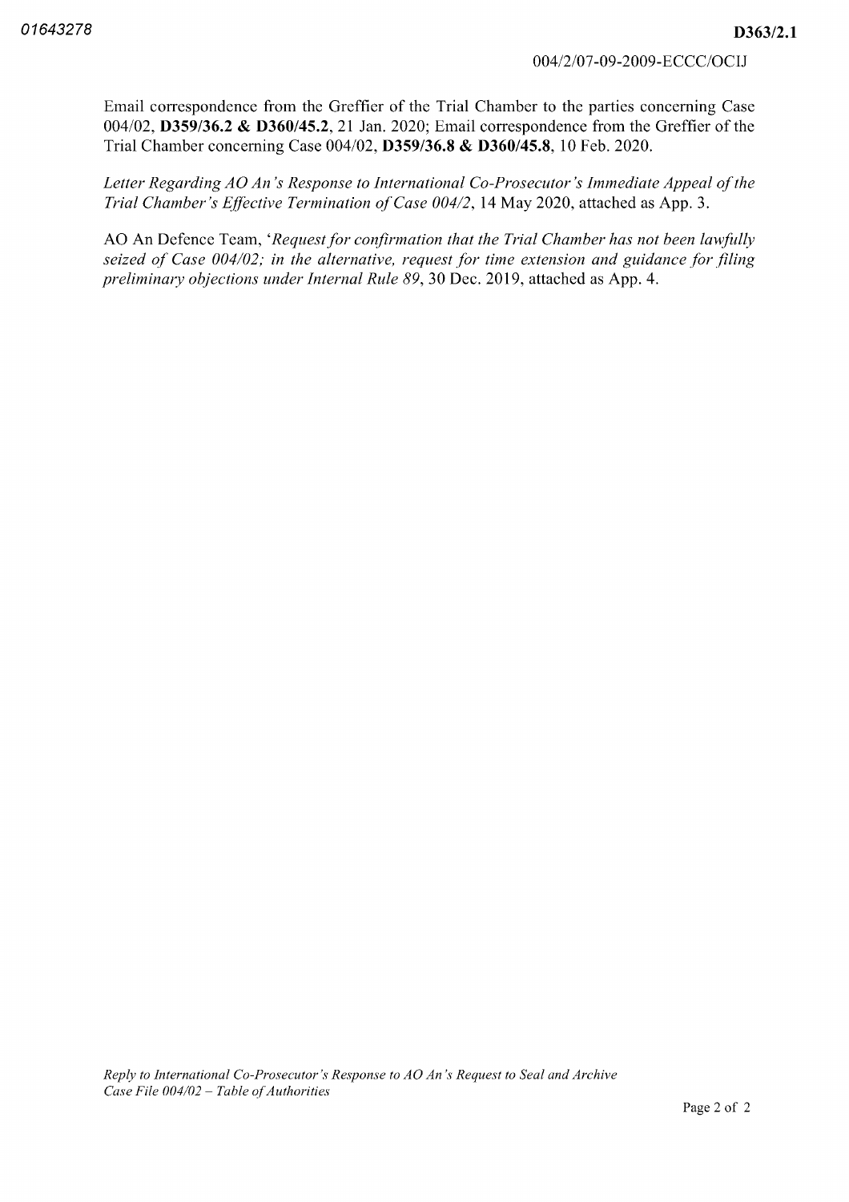Email correspondence from the Greffier of the Trial Chamber to the parties concerning Case 004/02, **D359/36.2 & D360/45.2**, 21 Jan. 2020; Email correspondence from the Greffier of the Trial Chamber concerning Case 004/02, **D359/36.8 & D360/45.8**, 10 Feb. 2020.

*Letter Regarding AO An's Response to International Co-Prosecutor's Immediate Appeal of the Trial Chamber's Effective Termination of Case 004/2*, 14 May 2020, attached as App. 3.

AO An Defence Team, '*Request for confirmation that the Trial Chamber has not been lawfully seized of Case 004/02; in the alternative, request for time extension and guidance for filing preliminary objections under Internal Rule 89*, 30 Dec. 2019, attached as App. 4.